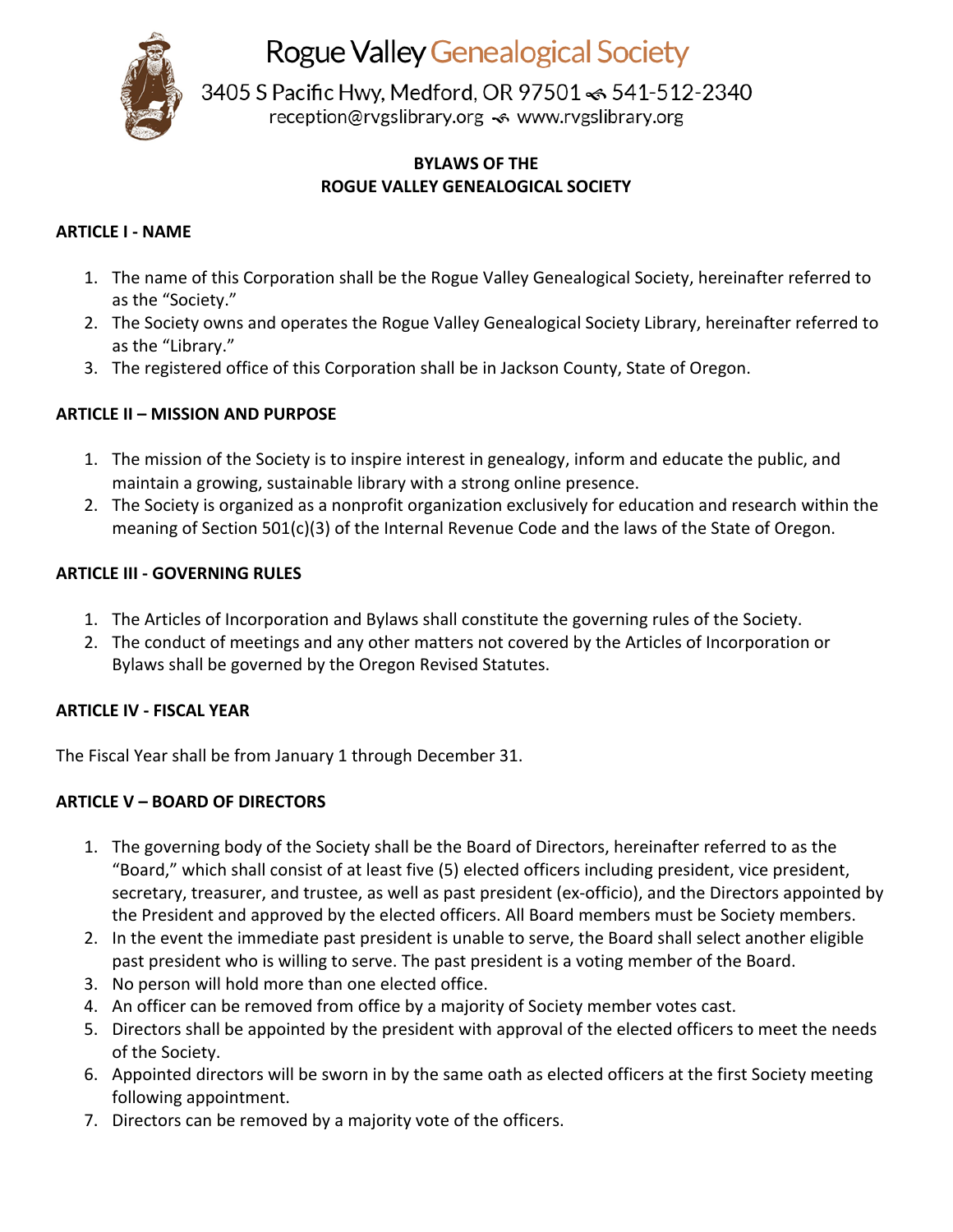# Rogue Valley Genealogical Society

3405 S Pacific Hwy, Medford, OR 97501 ↜ 541-512-2340

reception@rvgslibrary.org ↜ www.rvgslibrary.org

## BYLAWS OF THE ROGUE VALLEY GENEALOGICAL SOCIETY

### ARTICLE I - NAME

1. The name of this Corporation shall be the Rogue Valley Genealogical Society, hereinafter referred to as the "Society."
2. The Society owns and operates the Rogue Valley Genealogical Society Library, hereinafter referred to as the "Library."
3. The registered office of this Corporation shall be in Jackson County, State of Oregon.

### ARTICLE II – MISSION AND PURPOSE

1. The mission of the Society is to inspire interest in genealogy, inform and educate the public, and maintain a growing, sustainable library with a strong online presence.
2. The Society is organized as a nonprofit organization exclusively for education and research within the meaning of Section 501(c)(3) of the Internal Revenue Code and the laws of the State of Oregon.

### ARTICLE III - GOVERNING RULES

1. The Articles of Incorporation and Bylaws shall constitute the governing rules of the Society.
2. The conduct of meetings and any other matters not covered by the Articles of Incorporation or Bylaws shall be governed by the Oregon Revised Statutes.

### ARTICLE IV - FISCAL YEAR

The Fiscal Year shall be from January 1 through December 31.

### ARTICLE V – BOARD OF DIRECTORS

1. The governing body of the Society shall be the Board of Directors, hereinafter referred to as the "Board," which shall consist of at least five (5) elected officers including president, vice president, secretary, treasurer, and trustee, as well as past president (ex-officio), and the Directors appointed by the President and approved by the elected officers. All Board members must be Society members.
2. In the event the immediate past president is unable to serve, the Board shall select another eligible past president who is willing to serve. The past president is a voting member of the Board.
3. No person will hold more than one elected office.
4. An officer can be removed from office by a majority of Society member votes cast.
5. Directors shall be appointed by the president with approval of the elected officers to meet the needs of the Society.
6. Appointed directors will be sworn in by the same oath as elected officers at the first Society meeting following appointment.
7. Directors can be removed by a majority vote of the officers.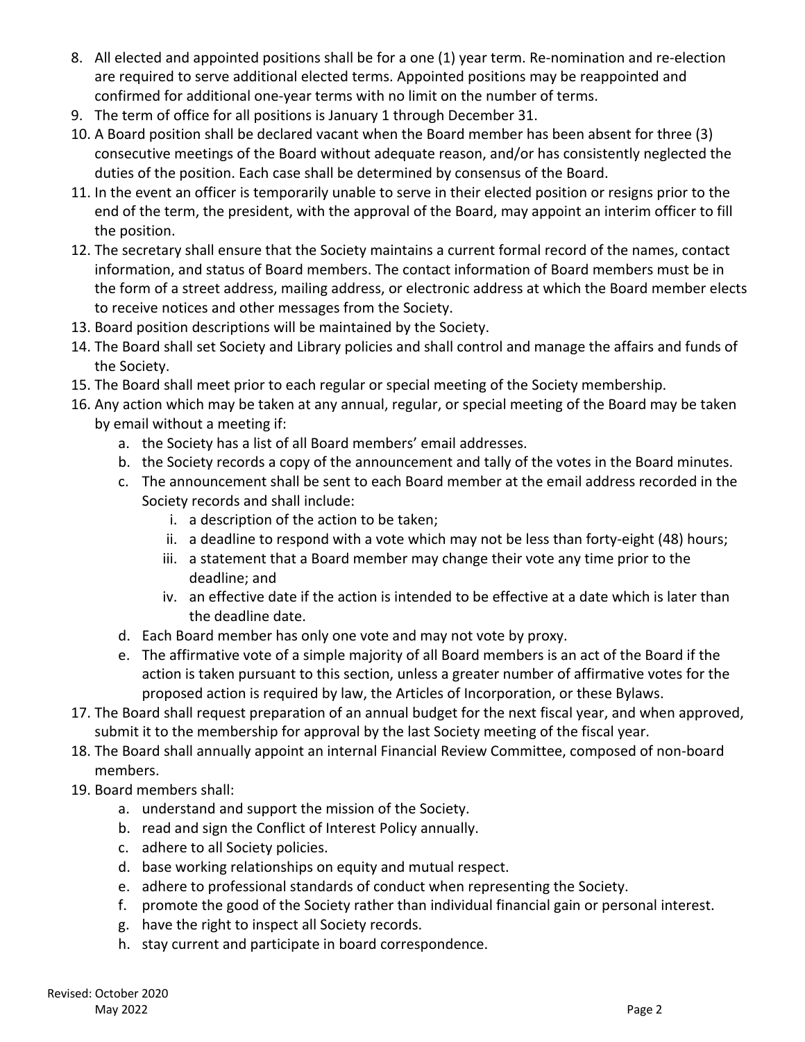8. All elected and appointed positions shall be for a one (1) year term. Re-nomination and re-election are required to serve additional elected terms. Appointed positions may be reappointed and confirmed for additional one-year terms with no limit on the number of terms.
9. The term of office for all positions is January 1 through December 31.
10. A Board position shall be declared vacant when the Board member has been absent for three (3) consecutive meetings of the Board without adequate reason, and/or has consistently neglected the duties of the position. Each case shall be determined by consensus of the Board.
11. In the event an officer is temporarily unable to serve in their elected position or resigns prior to the end of the term, the president, with the approval of the Board, may appoint an interim officer to fill the position.
12. The secretary shall ensure that the Society maintains a current formal record of the names, contact information, and status of Board members. The contact information of Board members must be in the form of a street address, mailing address, or electronic address at which the Board member elects to receive notices and other messages from the Society.
13. Board position descriptions will be maintained by the Society.
14. The Board shall set Society and Library policies and shall control and manage the affairs and funds of the Society.
15. The Board shall meet prior to each regular or special meeting of the Society membership.
16. Any action which may be taken at any annual, regular, or special meeting of the Board may be taken by email without a meeting if:
    a. the Society has a list of all Board members' email addresses.
    b. the Society records a copy of the announcement and tally of the votes in the Board minutes.
    c. The announcement shall be sent to each Board member at the email address recorded in the Society records and shall include:
        i. a description of the action to be taken;
        ii. a deadline to respond with a vote which may not be less than forty-eight (48) hours;
        iii. a statement that a Board member may change their vote any time prior to the deadline; and
        iv. an effective date if the action is intended to be effective at a date which is later than the deadline date.
    d. Each Board member has only one vote and may not vote by proxy.
    e. The affirmative vote of a simple majority of all Board members is an act of the Board if the action is taken pursuant to this section, unless a greater number of affirmative votes for the proposed action is required by law, the Articles of Incorporation, or these Bylaws.
17. The Board shall request preparation of an annual budget for the next fiscal year, and when approved, submit it to the membership for approval by the last Society meeting of the fiscal year.
18. The Board shall annually appoint an internal Financial Review Committee, composed of non-board members.
19. Board members shall:
    a. understand and support the mission of the Society.
    b. read and sign the Conflict of Interest Policy annually.
    c. adhere to all Society policies.
    d. base working relationships on equity and mutual respect.
    e. adhere to professional standards of conduct when representing the Society.
    f. promote the good of the Society rather than individual financial gain or personal interest.
    g. have the right to inspect all Society records.
    h. stay current and participate in board correspondence.

Revised: October 2020
May 2022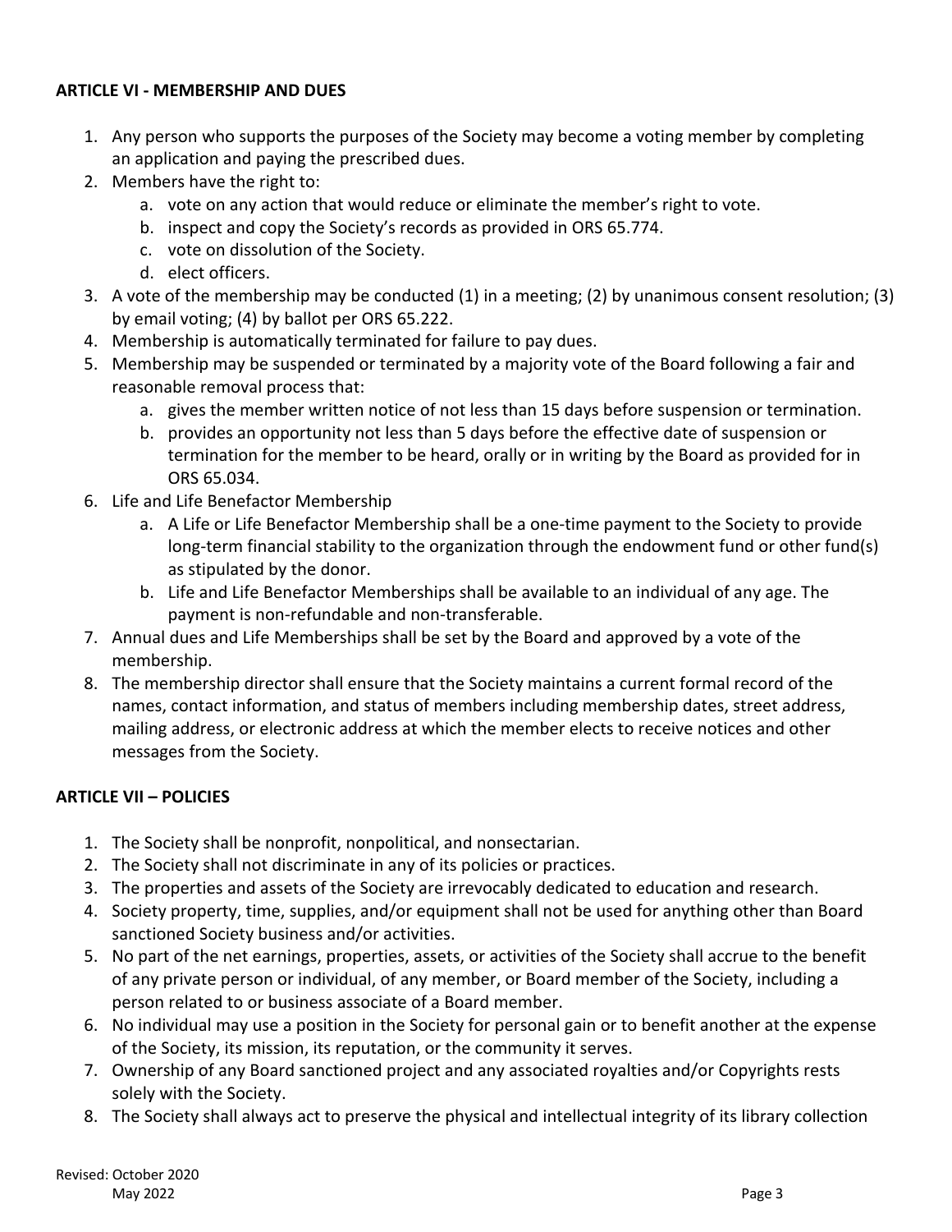**ARTICLE VI - MEMBERSHIP AND DUES**

1. Any person who supports the purposes of the Society may become a voting member by completing an application and paying the prescribed dues.
2. Members have the right to:
   a. vote on any action that would reduce or eliminate the member's right to vote.
   b. inspect and copy the Society's records as provided in ORS 65.774.
   c. vote on dissolution of the Society.
   d. elect officers.
3. A vote of the membership may be conducted (1) in a meeting; (2) by unanimous consent resolution; (3) by email voting; (4) by ballot per ORS 65.222.
4. Membership is automatically terminated for failure to pay dues.
5. Membership may be suspended or terminated by a majority vote of the Board following a fair and reasonable removal process that:
   a. gives the member written notice of not less than 15 days before suspension or termination.
   b. provides an opportunity not less than 5 days before the effective date of suspension or termination for the member to be heard, orally or in writing by the Board as provided for in ORS 65.034.
6. Life and Life Benefactor Membership
   a. A Life or Life Benefactor Membership shall be a one-time payment to the Society to provide long-term financial stability to the organization through the endowment fund or other fund(s) as stipulated by the donor.
   b. Life and Life Benefactor Memberships shall be available to an individual of any age. The payment is non-refundable and non-transferable.
7. Annual dues and Life Memberships shall be set by the Board and approved by a vote of the membership.
8. The membership director shall ensure that the Society maintains a current formal record of the names, contact information, and status of members including membership dates, street address, mailing address, or electronic address at which the member elects to receive notices and other messages from the Society.

**ARTICLE VII – POLICIES**

1. The Society shall be nonprofit, nonpolitical, and nonsectarian.
2. The Society shall not discriminate in any of its policies or practices.
3. The properties and assets of the Society are irrevocably dedicated to education and research.
4. Society property, time, supplies, and/or equipment shall not be used for anything other than Board sanctioned Society business and/or activities.
5. No part of the net earnings, properties, assets, or activities of the Society shall accrue to the benefit of any private person or individual, of any member, or Board member of the Society, including a person related to or business associate of a Board member.
6. No individual may use a position in the Society for personal gain or to benefit another at the expense of the Society, its mission, its reputation, or the community it serves.
7. Ownership of any Board sanctioned project and any associated royalties and/or Copyrights rests solely with the Society.
8. The Society shall always act to preserve the physical and intellectual integrity of its library collection

Revised: October 2020
May 2022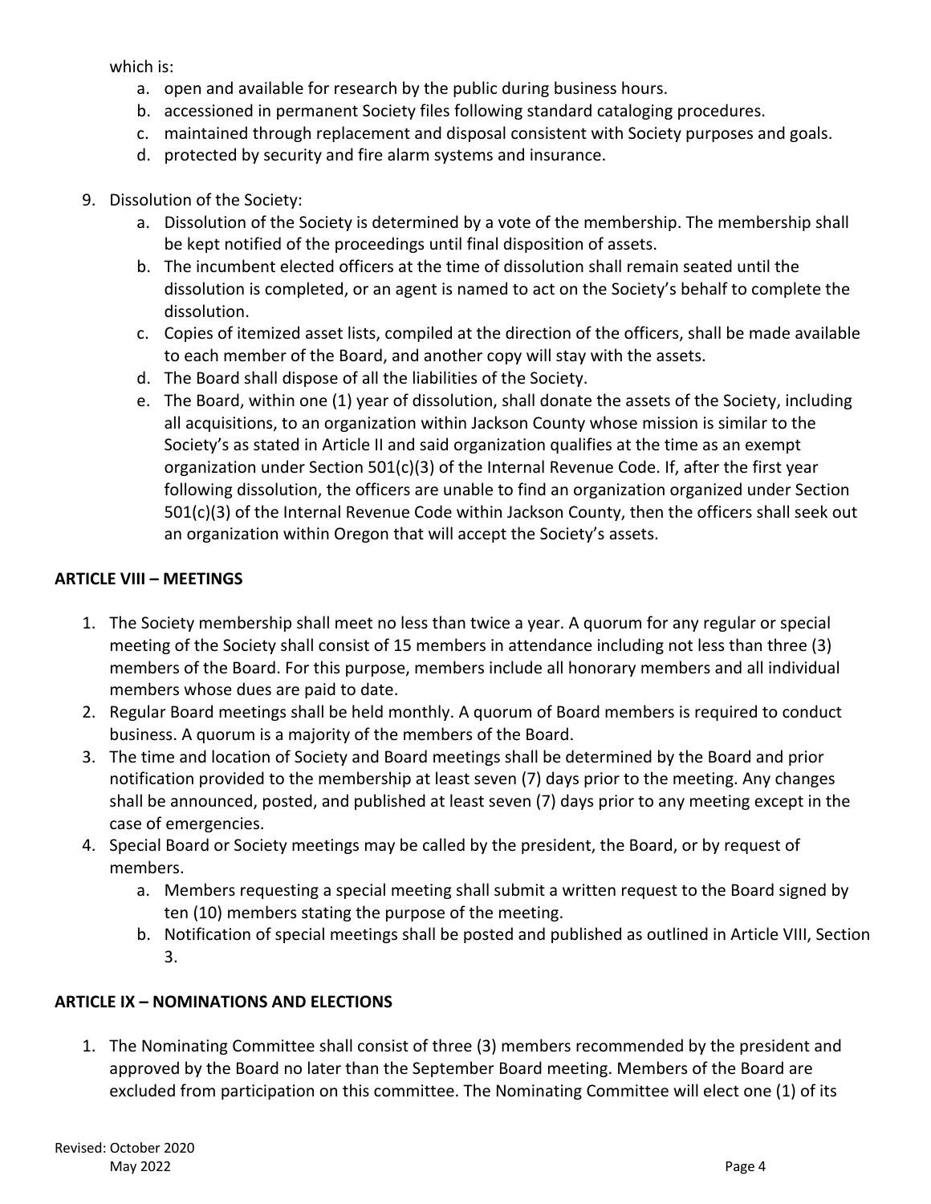which is:

   a. open and available for research by the public during business hours.
   b. accessioned in permanent Society files following standard cataloging procedures.
   c. maintained through replacement and disposal consistent with Society purposes and goals.
   d. protected by security and fire alarm systems and insurance.

9. Dissolution of the Society:
   a. Dissolution of the Society is determined by a vote of the membership. The membership shall be kept notified of the proceedings until final disposition of assets.
   b. The incumbent elected officers at the time of dissolution shall remain seated until the dissolution is completed, or an agent is named to act on the Society's behalf to complete the dissolution.
   c. Copies of itemized asset lists, compiled at the direction of the officers, shall be made available to each member of the Board, and another copy will stay with the assets.
   d. The Board shall dispose of all the liabilities of the Society.
   e. The Board, within one (1) year of dissolution, shall donate the assets of the Society, including all acquisitions, to an organization within Jackson County whose mission is similar to the Society's as stated in Article II and said organization qualifies at the time as an exempt organization under Section 501(c)(3) of the Internal Revenue Code. If, after the first year following dissolution, the officers are unable to find an organization organized under Section 501(c)(3) of the Internal Revenue Code within Jackson County, then the officers shall seek out an organization within Oregon that will accept the Society's assets.

## ARTICLE VIII – MEETINGS

1. The Society membership shall meet no less than twice a year. A quorum for any regular or special meeting of the Society shall consist of 15 members in attendance including not less than three (3) members of the Board. For this purpose, members include all honorary members and all individual members whose dues are paid to date.
2. Regular Board meetings shall be held monthly. A quorum of Board members is required to conduct business. A quorum is a majority of the members of the Board.
3. The time and location of Society and Board meetings shall be determined by the Board and prior notification provided to the membership at least seven (7) days prior to the meeting. Any changes shall be announced, posted, and published at least seven (7) days prior to any meeting except in the case of emergencies.
4. Special Board or Society meetings may be called by the president, the Board, or by request of members.
   a. Members requesting a special meeting shall submit a written request to the Board signed by ten (10) members stating the purpose of the meeting.
   b. Notification of special meetings shall be posted and published as outlined in Article VIII, Section 3.

## ARTICLE IX – NOMINATIONS AND ELECTIONS

1. The Nominating Committee shall consist of three (3) members recommended by the president and approved by the Board no later than the September Board meeting. Members of the Board are excluded from participation on this committee. The Nominating Committee will elect one (1) of its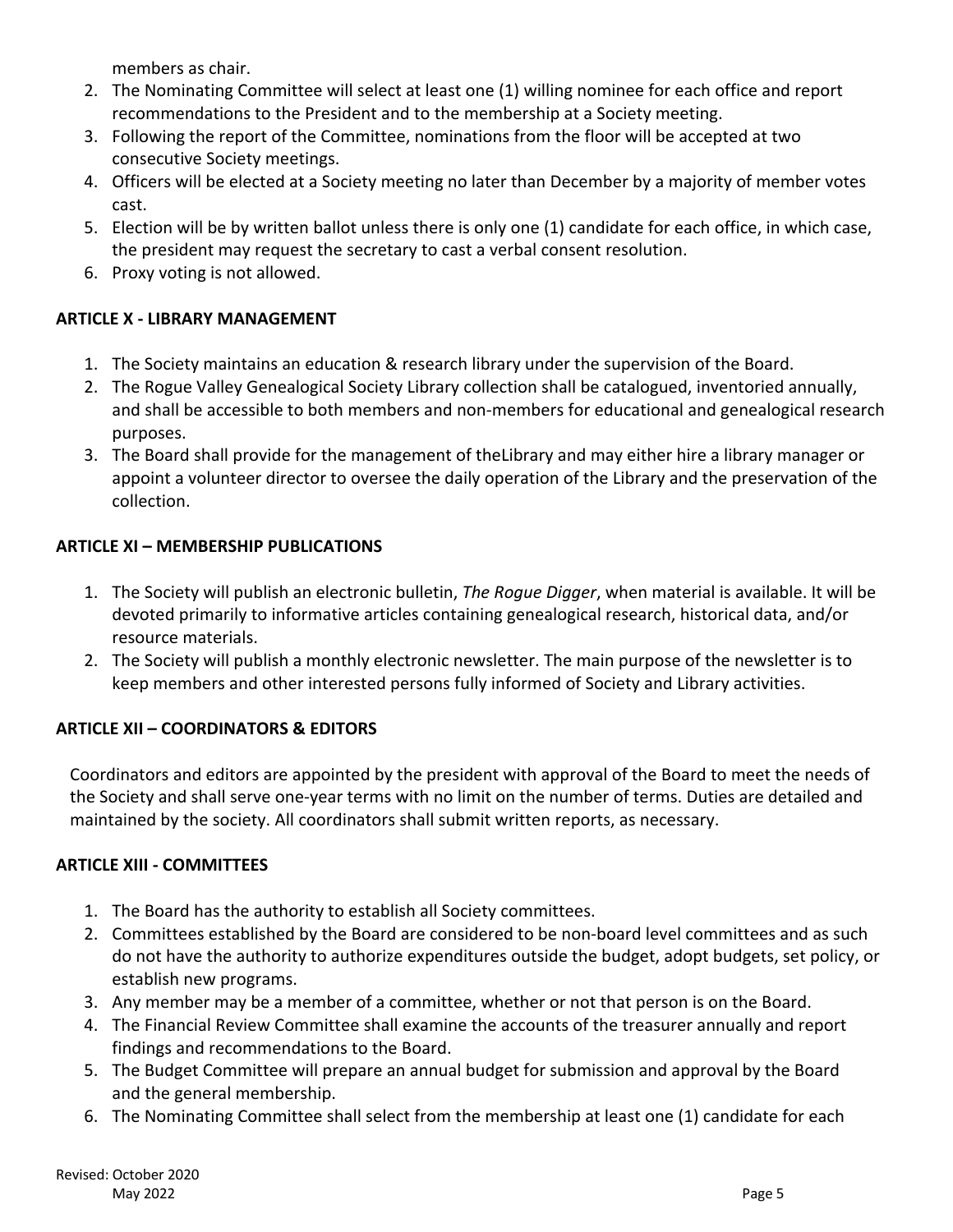members as chair.

2. The Nominating Committee will select at least one (1) willing nominee for each office and report recommendations to the President and to the membership at a Society meeting.
3. Following the report of the Committee, nominations from the floor will be accepted at two consecutive Society meetings.
4. Officers will be elected at a Society meeting no later than December by a majority of member votes cast.
5. Election will be by written ballot unless there is only one (1) candidate for each office, in which case, the president may request the secretary to cast a verbal consent resolution.
6. Proxy voting is not allowed.

**ARTICLE X - LIBRARY MANAGEMENT**

1. The Society maintains an education & research library under the supervision of the Board.
2. The Rogue Valley Genealogical Society Library collection shall be catalogued, inventoried annually, and shall be accessible to both members and non-members for educational and genealogical research purposes.
3. The Board shall provide for the management of theLibrary and may either hire a library manager or appoint a volunteer director to oversee the daily operation of the Library and the preservation of the collection.

**ARTICLE XI – MEMBERSHIP PUBLICATIONS**

1. The Society will publish an electronic bulletin, *The Rogue Digger*, when material is available. It will be devoted primarily to informative articles containing genealogical research, historical data, and/or resource materials.
2. The Society will publish a monthly electronic newsletter. The main purpose of the newsletter is to keep members and other interested persons fully informed of Society and Library activities.

**ARTICLE XII – COORDINATORS & EDITORS**

Coordinators and editors are appointed by the president with approval of the Board to meet the needs of the Society and shall serve one-year terms with no limit on the number of terms. Duties are detailed and maintained by the society. All coordinators shall submit written reports, as necessary.

**ARTICLE XIII - COMMITTEES**

1. The Board has the authority to establish all Society committees.
2. Committees established by the Board are considered to be non-board level committees and as such do not have the authority to authorize expenditures outside the budget, adopt budgets, set policy, or establish new programs.
3. Any member may be a member of a committee, whether or not that person is on the Board.
4. The Financial Review Committee shall examine the accounts of the treasurer annually and report findings and recommendations to the Board.
5. The Budget Committee will prepare an annual budget for submission and approval by the Board and the general membership.
6. The Nominating Committee shall select from the membership at least one (1) candidate for each

Revised: October 2020
May 2022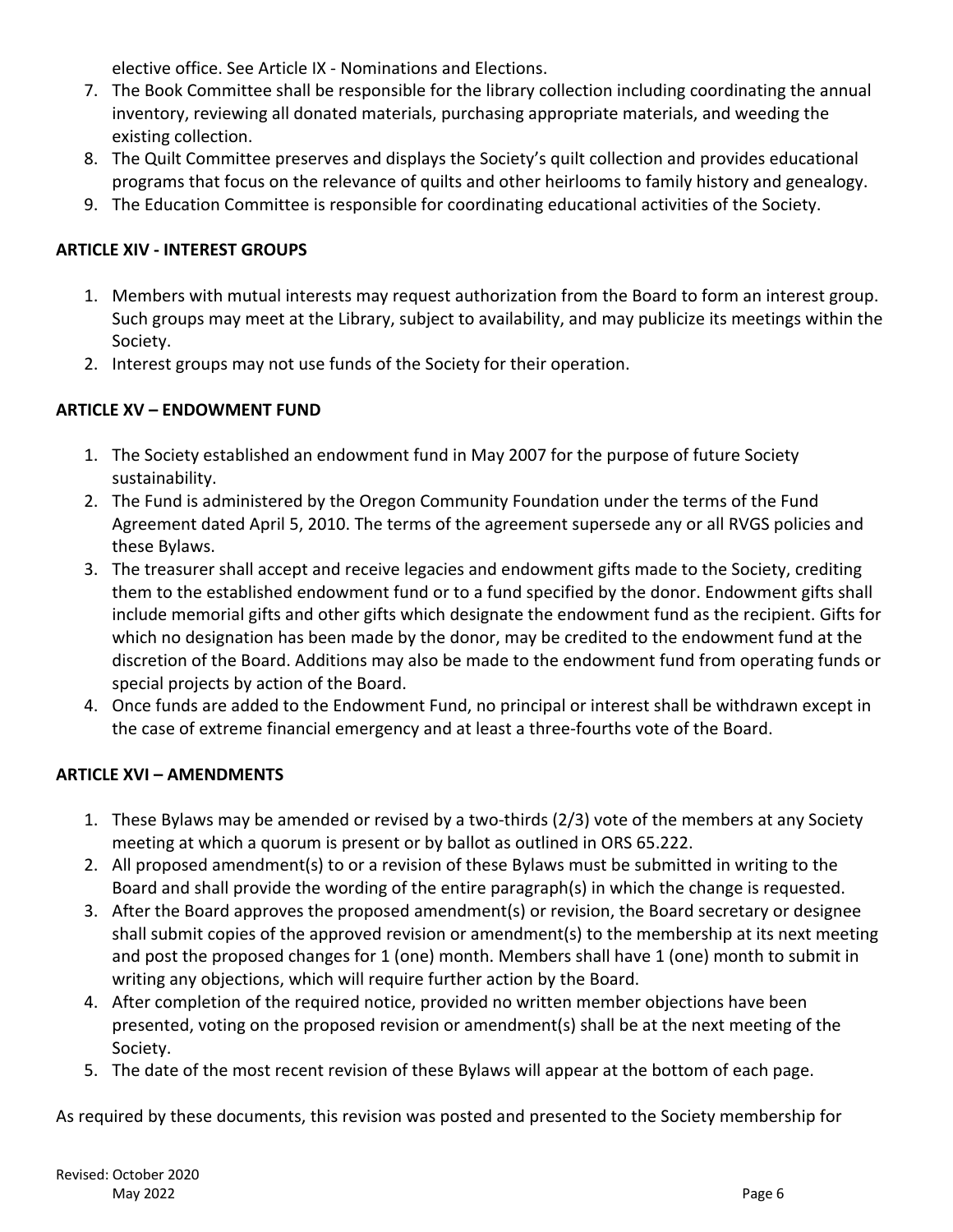elective office. See Article IX - Nominations and Elections.

7. The Book Committee shall be responsible for the library collection including coordinating the annual inventory, reviewing all donated materials, purchasing appropriate materials, and weeding the existing collection.
8. The Quilt Committee preserves and displays the Society's quilt collection and provides educational programs that focus on the relevance of quilts and other heirlooms to family history and genealogy.
9. The Education Committee is responsible for coordinating educational activities of the Society.

**ARTICLE XIV - INTEREST GROUPS**

1. Members with mutual interests may request authorization from the Board to form an interest group. Such groups may meet at the Library, subject to availability, and may publicize its meetings within the Society.
2. Interest groups may not use funds of the Society for their operation.

**ARTICLE XV – ENDOWMENT FUND**

1. The Society established an endowment fund in May 2007 for the purpose of future Society sustainability.
2. The Fund is administered by the Oregon Community Foundation under the terms of the Fund Agreement dated April 5, 2010. The terms of the agreement supersede any or all RVGS policies and these Bylaws.
3. The treasurer shall accept and receive legacies and endowment gifts made to the Society, crediting them to the established endowment fund or to a fund specified by the donor. Endowment gifts shall include memorial gifts and other gifts which designate the endowment fund as the recipient. Gifts for which no designation has been made by the donor, may be credited to the endowment fund at the discretion of the Board. Additions may also be made to the endowment fund from operating funds or special projects by action of the Board.
4. Once funds are added to the Endowment Fund, no principal or interest shall be withdrawn except in the case of extreme financial emergency and at least a three-fourths vote of the Board.

**ARTICLE XVI – AMENDMENTS**

1. These Bylaws may be amended or revised by a two-thirds (2/3) vote of the members at any Society meeting at which a quorum is present or by ballot as outlined in ORS 65.222.
2. All proposed amendment(s) to or a revision of these Bylaws must be submitted in writing to the Board and shall provide the wording of the entire paragraph(s) in which the change is requested.
3. After the Board approves the proposed amendment(s) or revision, the Board secretary or designee shall submit copies of the approved revision or amendment(s) to the membership at its next meeting and post the proposed changes for 1 (one) month. Members shall have 1 (one) month to submit in writing any objections, which will require further action by the Board.
4. After completion of the required notice, provided no written member objections have been presented, voting on the proposed revision or amendment(s) shall be at the next meeting of the Society.
5. The date of the most recent revision of these Bylaws will appear at the bottom of each page.

As required by these documents, this revision was posted and presented to the Society membership for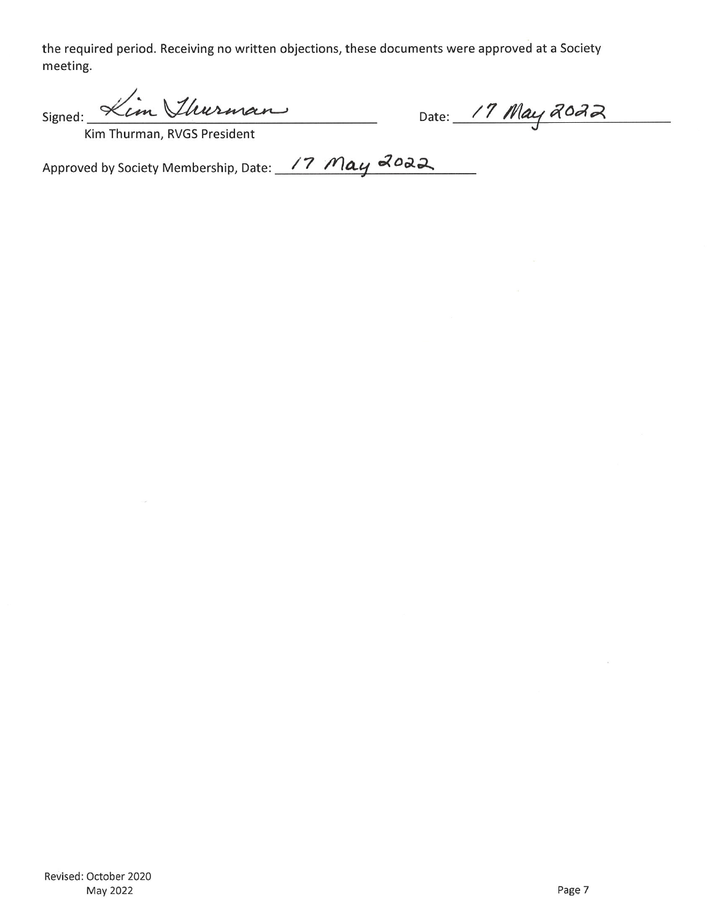the required period. Receiving no written objections, these documents were approved at a Society meeting.

Signed: *Kim Thurman* Date: *17 May 2022*

Kim Thurman, RVGS President

Approved by Society Membership, Date: *17 May 2022*

Revised: October 2020
May 2022